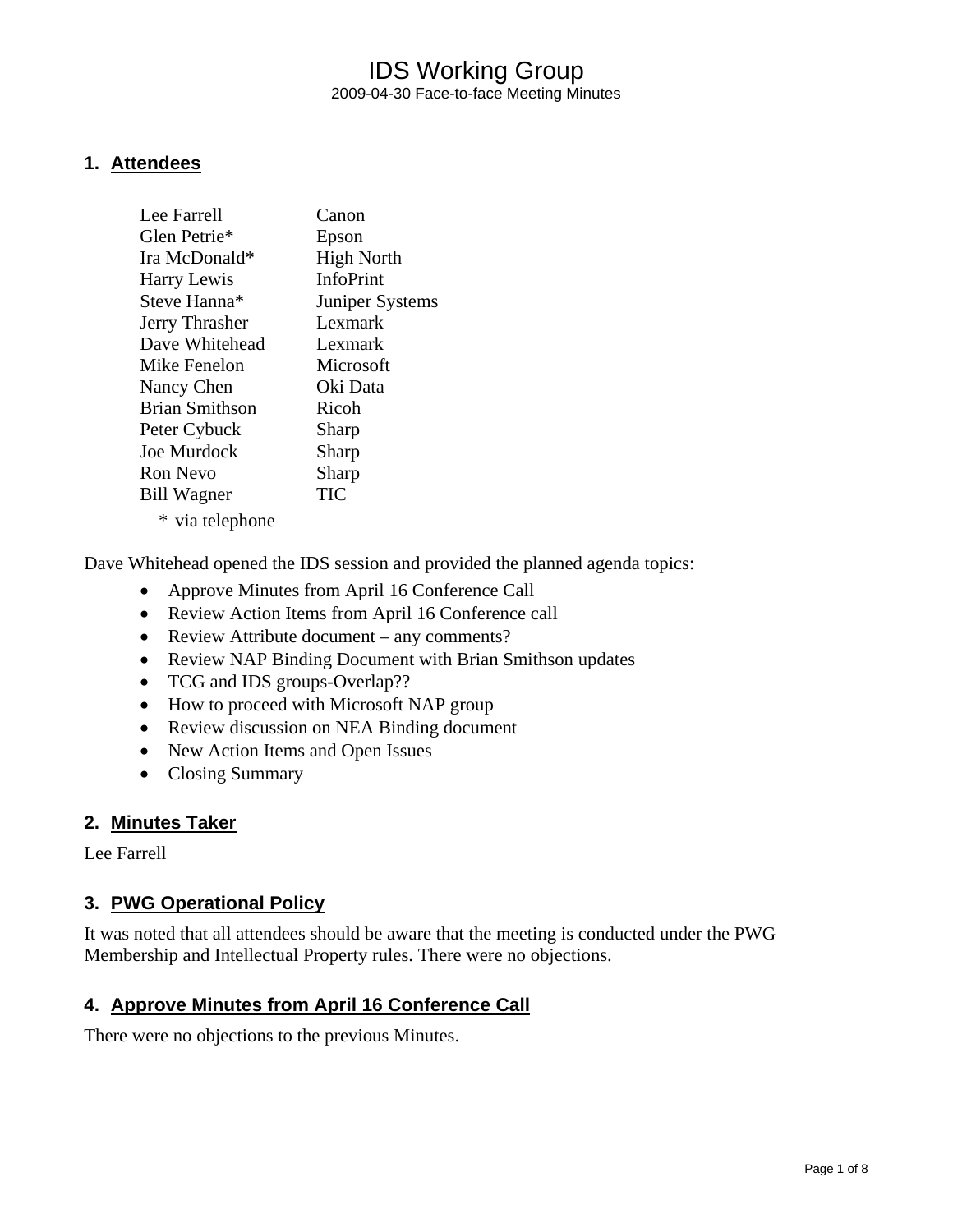# IDS Working Group

2009-04-30 Face-to-face Meeting Minutes

## 1. Attendees

| | |
|---|---|
| Lee Farrell | Canon |
| Glen Petrie* | Epson |
| Ira McDonald* | High North |
| Harry Lewis | InfoPrint |
| Steve Hanna* | Juniper Systems |
| Jerry Thrasher | Lexmark |
| Dave Whitehead | Lexmark |
| Mike Fenelon | Microsoft |
| Nancy Chen | Oki Data |
| Brian Smithson | Ricoh |
| Peter Cybuck | Sharp |
| Joe Murdock | Sharp |
| Ron Nevo | Sharp |
| Bill Wagner | TIC |

\* via telephone

Dave Whitehead opened the IDS session and provided the planned agenda topics:

- Approve Minutes from April 16 Conference Call
- Review Action Items from April 16 Conference call
- Review Attribute document – any comments?
- Review NAP Binding Document with Brian Smithson updates
- TCG and IDS groups-Overlap??
- How to proceed with Microsoft NAP group
- Review discussion on NEA Binding document
- New Action Items and Open Issues
- Closing Summary

## 2. Minutes Taker

Lee Farrell

## 3. PWG Operational Policy

It was noted that all attendees should be aware that the meeting is conducted under the PWG Membership and Intellectual Property rules. There were no objections.

## 4. Approve Minutes from April 16 Conference Call

There were no objections to the previous Minutes.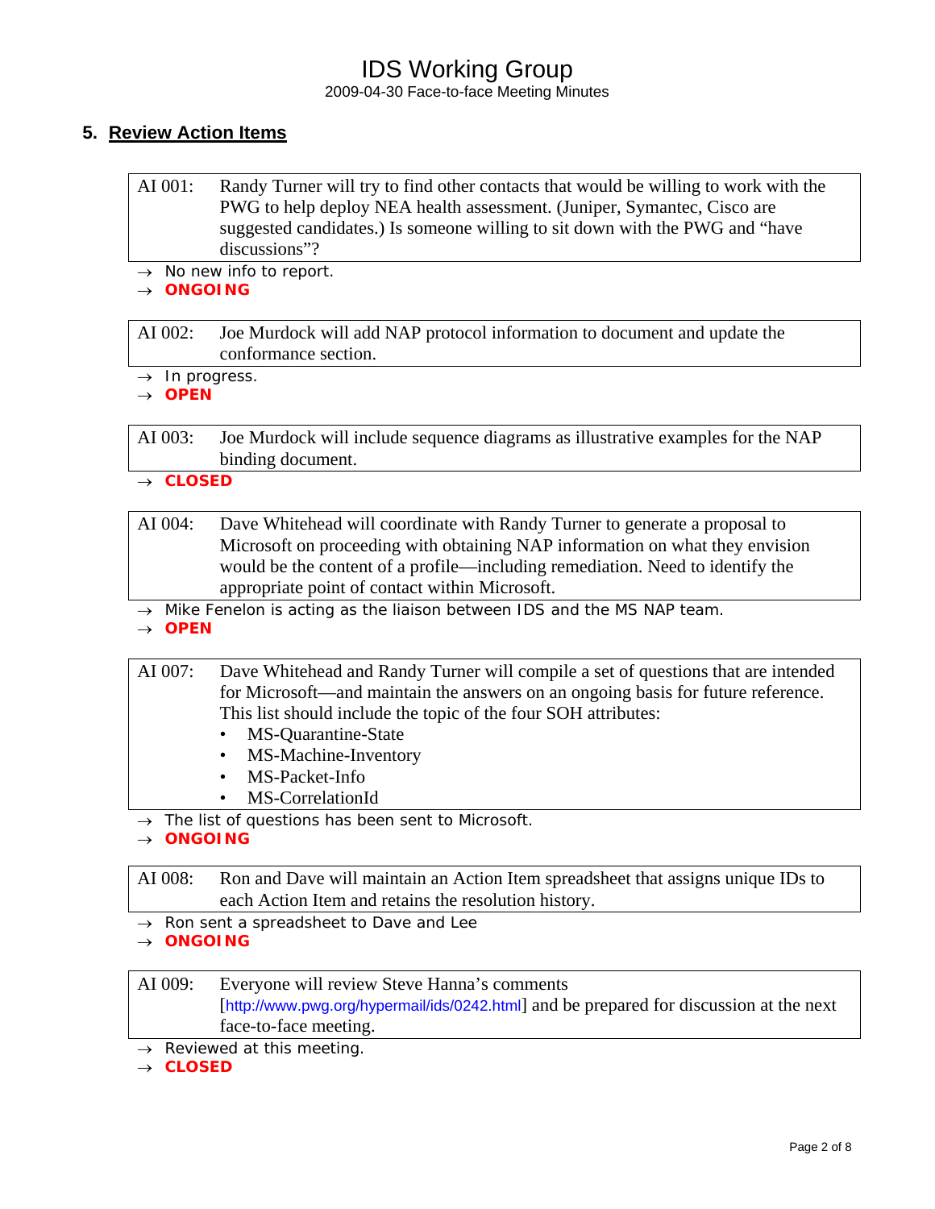## 5. Review Action Items

| AI 001: | Randy Turner will try to find other contacts that would be willing to work with the PWG to help deploy NEA health assessment. (Juniper, Symantec, Cisco are suggested candidates.) Is someone willing to sit down with the PWG and "have discussions"? |
|---|---|

→ No new info to report.
→ **ONGOING**

| AI 002: | Joe Murdock will add NAP protocol information to document and update the conformance section. |
|---|---|

→ In progress.
→ **OPEN**

| AI 003: | Joe Murdock will include sequence diagrams as illustrative examples for the NAP binding document. |
|---|---|

→ **CLOSED**

| AI 004: | Dave Whitehead will coordinate with Randy Turner to generate a proposal to Microsoft on proceeding with obtaining NAP information on what they envision would be the content of a profile—including remediation. Need to identify the appropriate point of contact within Microsoft. |
|---|---|

→ Mike Fenelon is acting as the liaison between IDS and the MS NAP team.
→ **OPEN**

**AI 007:** Dave Whitehead and Randy Turner will compile a set of questions that are intended for Microsoft—and maintain the answers on an ongoing basis for future reference. This list should include the topic of the four SOH attributes:

- MS-Quarantine-State
- MS-Machine-Inventory
- MS-Packet-Info
- MS-CorrelationId

→ The list of questions has been sent to Microsoft.
→ **ONGOING**

| AI 008: | Ron and Dave will maintain an Action Item spreadsheet that assigns unique IDs to each Action Item and retains the resolution history. |
|---|---|

→ Ron sent a spreadsheet to Dave and Lee
→ **ONGOING**

| AI 009: | Everyone will review Steve Hanna's comments [http://www.pwg.org/hypermail/ids/0242.html] and be prepared for discussion at the next face-to-face meeting. |
|---|---|

→ Reviewed at this meeting.
→ **CLOSED**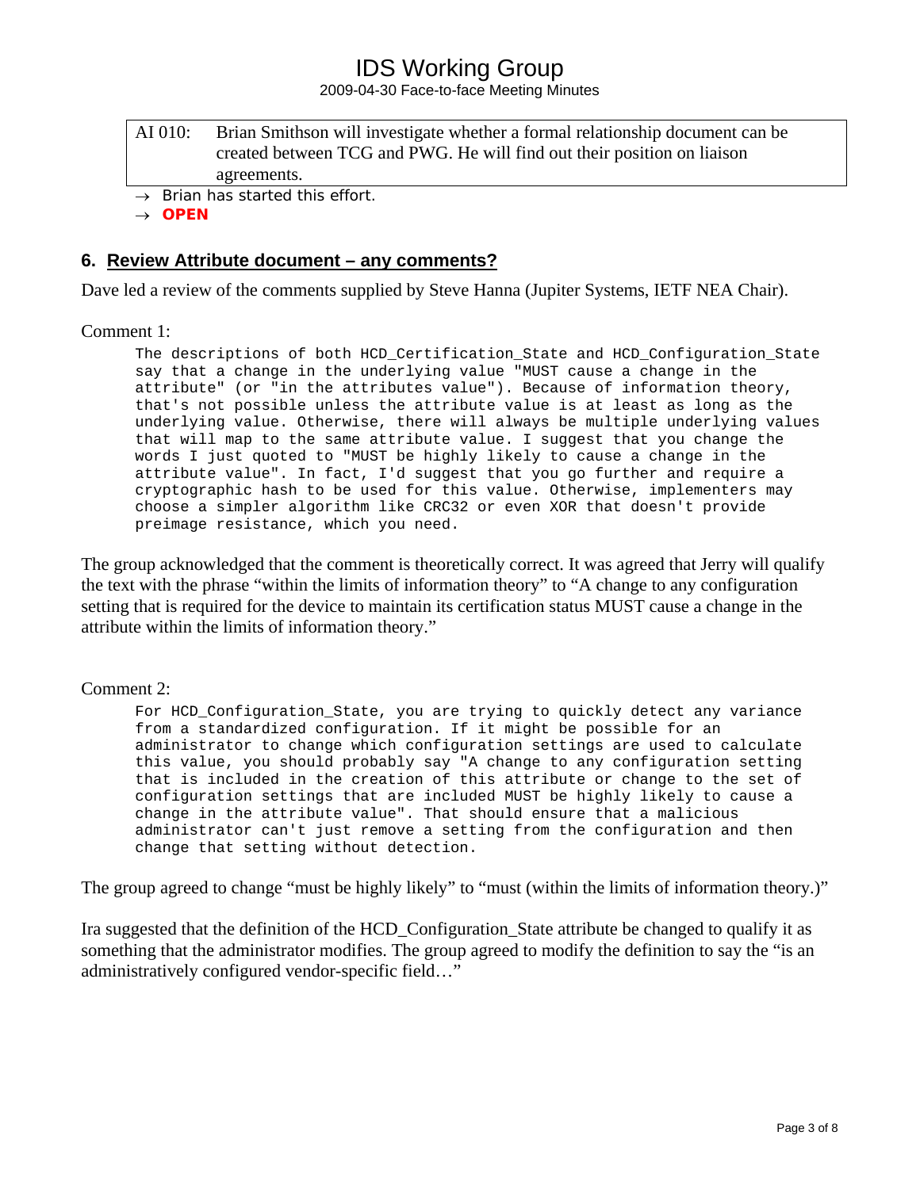| AI 010: | Brian Smithson will investigate whether a formal relationship document can be created between TCG and PWG. He will find out their position on liaison agreements. |
|---|---|

→ Brian has started this effort.

→ **OPEN**

## 6. Review Attribute document – any comments?

Dave led a review of the comments supplied by Steve Hanna (Jupiter Systems, IETF NEA Chair).

Comment 1:

```
The descriptions of both HCD_Certification_State and HCD_Configuration_State
say that a change in the underlying value "MUST cause a change in the
attribute" (or "in the attributes value"). Because of information theory,
that's not possible unless the attribute value is at least as long as the
underlying value. Otherwise, there will always be multiple underlying values
that will map to the same attribute value. I suggest that you change the
words I just quoted to "MUST be highly likely to cause a change in the
attribute value". In fact, I'd suggest that you go further and require a
cryptographic hash to be used for this value. Otherwise, implementers may
choose a simpler algorithm like CRC32 or even XOR that doesn't provide
preimage resistance, which you need.
```

The group acknowledged that the comment is theoretically correct. It was agreed that Jerry will qualify the text with the phrase "within the limits of information theory" to "A change to any configuration setting that is required for the device to maintain its certification status MUST cause a change in the attribute within the limits of information theory."

Comment 2:

```
For HCD_Configuration_State, you are trying to quickly detect any variance
from a standardized configuration. If it might be possible for an
administrator to change which configuration settings are used to calculate
this value, you should probably say "A change to any configuration setting
that is included in the creation of this attribute or change to the set of
configuration settings that are included MUST be highly likely to cause a
change in the attribute value". That should ensure that a malicious
administrator can't just remove a setting from the configuration and then
change that setting without detection.
```

The group agreed to change "must be highly likely" to "must (within the limits of information theory.)"

Ira suggested that the definition of the HCD_Configuration_State attribute be changed to qualify it as something that the administrator modifies. The group agreed to modify the definition to say the "is an administratively configured vendor-specific field…"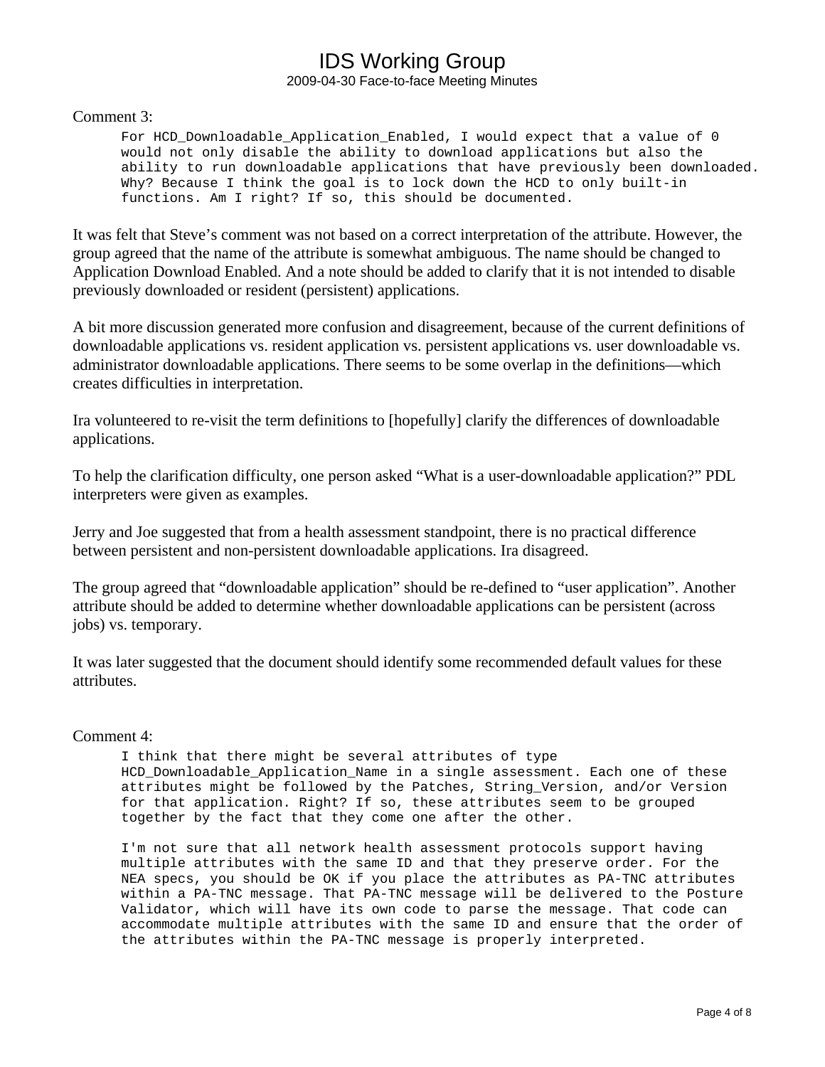Comment 3:

```
For HCD_Downloadable_Application_Enabled, I would expect that a value of 0
would not only disable the ability to download applications but also the
ability to run downloadable applications that have previously been downloaded.
Why? Because I think the goal is to lock down the HCD to only built-in
functions. Am I right? If so, this should be documented.
```

It was felt that Steve's comment was not based on a correct interpretation of the attribute. However, the group agreed that the name of the attribute is somewhat ambiguous. The name should be changed to Application Download Enabled. And a note should be added to clarify that it is not intended to disable previously downloaded or resident (persistent) applications.

A bit more discussion generated more confusion and disagreement, because of the current definitions of downloadable applications vs. resident application vs. persistent applications vs. user downloadable vs. administrator downloadable applications. There seems to be some overlap in the definitions—which creates difficulties in interpretation.

Ira volunteered to re-visit the term definitions to [hopefully] clarify the differences of downloadable applications.

To help the clarification difficulty, one person asked "What is a user-downloadable application?" PDL interpreters were given as examples.

Jerry and Joe suggested that from a health assessment standpoint, there is no practical difference between persistent and non-persistent downloadable applications. Ira disagreed.

The group agreed that "downloadable application" should be re-defined to "user application". Another attribute should be added to determine whether downloadable applications can be persistent (across jobs) vs. temporary.

It was later suggested that the document should identify some recommended default values for these attributes.

Comment 4:

```
I think that there might be several attributes of type
HCD_Downloadable_Application_Name in a single assessment. Each one of these
attributes might be followed by the Patches, String_Version, and/or Version
for that application. Right? If so, these attributes seem to be grouped
together by the fact that they come one after the other.

I'm not sure that all network health assessment protocols support having
multiple attributes with the same ID and that they preserve order. For the
NEA specs, you should be OK if you place the attributes as PA-TNC attributes
within a PA-TNC message. That PA-TNC message will be delivered to the Posture
Validator, which will have its own code to parse the message. That code can
accommodate multiple attributes with the same ID and ensure that the order of
the attributes within the PA-TNC message is properly interpreted.
```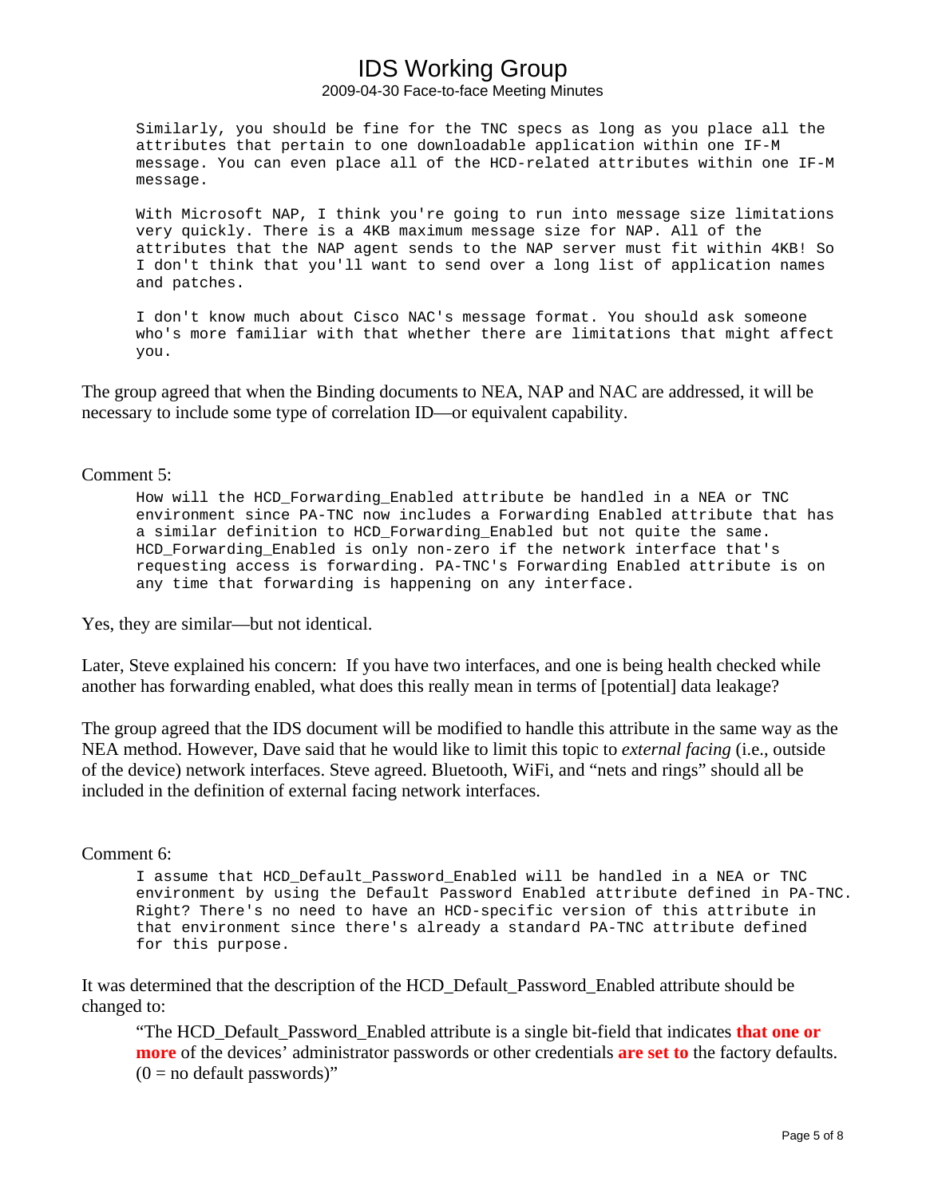```
Similarly, you should be fine for the TNC specs as long as you place all the
attributes that pertain to one downloadable application within one IF-M
message. You can even place all of the HCD-related attributes within one IF-M
message.

With Microsoft NAP, I think you're going to run into message size limitations
very quickly. There is a 4KB maximum message size for NAP. All of the
attributes that the NAP agent sends to the NAP server must fit within 4KB! So
I don't think that you'll want to send over a long list of application names
and patches.

I don't know much about Cisco NAC's message format. You should ask someone
who's more familiar with that whether there are limitations that might affect
you.
```

The group agreed that when the Binding documents to NEA, NAP and NAC are addressed, it will be necessary to include some type of correlation ID—or equivalent capability.

Comment 5:

```
How will the HCD_Forwarding_Enabled attribute be handled in a NEA or TNC
environment since PA-TNC now includes a Forwarding Enabled attribute that has
a similar definition to HCD_Forwarding_Enabled but not quite the same.
HCD_Forwarding_Enabled is only non-zero if the network interface that's
requesting access is forwarding. PA-TNC's Forwarding Enabled attribute is on
any time that forwarding is happening on any interface.
```

Yes, they are similar—but not identical.

Later, Steve explained his concern: If you have two interfaces, and one is being health checked while another has forwarding enabled, what does this really mean in terms of [potential] data leakage?

The group agreed that the IDS document will be modified to handle this attribute in the same way as the NEA method. However, Dave said that he would like to limit this topic to *external facing* (i.e., outside of the device) network interfaces. Steve agreed. Bluetooth, WiFi, and "nets and rings" should all be included in the definition of external facing network interfaces.

Comment 6:

```
I assume that HCD_Default_Password_Enabled will be handled in a NEA or TNC
environment by using the Default Password Enabled attribute defined in PA-TNC.
Right? There's no need to have an HCD-specific version of this attribute in
that environment since there's already a standard PA-TNC attribute defined
for this purpose.
```

It was determined that the description of the HCD_Default_Password_Enabled attribute should be changed to:

> "The HCD_Default_Password_Enabled attribute is a single bit-field that indicates **that one or more** of the devices' administrator passwords or other credentials **are set to** the factory defaults. (0 = no default passwords)"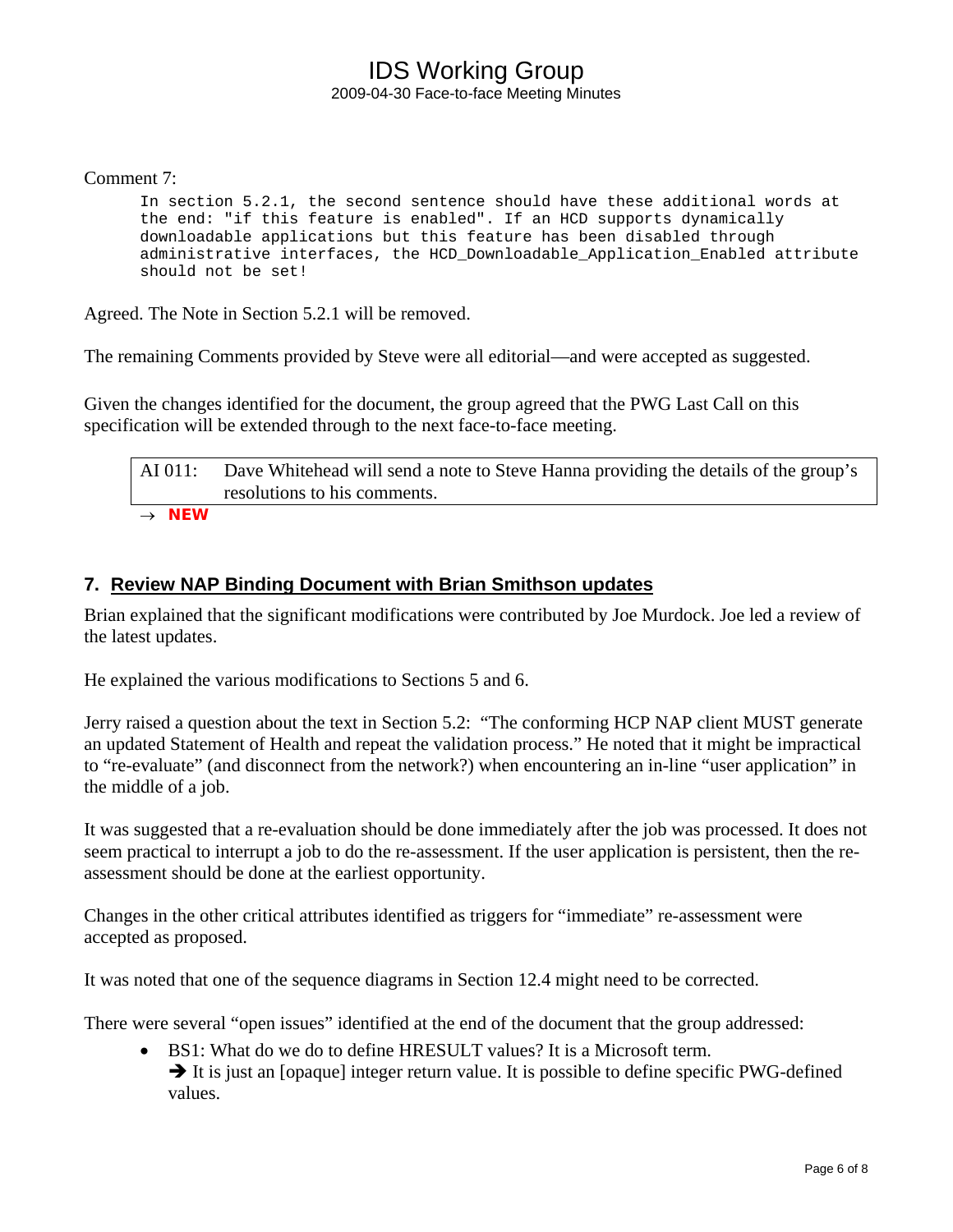Comment 7:

```
In section 5.2.1, the second sentence should have these additional words at
the end: "if this feature is enabled". If an HCD supports dynamically
downloadable applications but this feature has been disabled through
administrative interfaces, the HCD_Downloadable_Application_Enabled attribute
should not be set!
```

Agreed. The Note in Section 5.2.1 will be removed.

The remaining Comments provided by Steve were all editorial—and were accepted as suggested.

Given the changes identified for the document, the group agreed that the PWG Last Call on this specification will be extended through to the next face-to-face meeting.

| AI 011: | Dave Whitehead will send a note to Steve Hanna providing the details of the group's resolutions to his comments. |
|---|---|

→ **NEW**

## 7. Review NAP Binding Document with Brian Smithson updates

Brian explained that the significant modifications were contributed by Joe Murdock. Joe led a review of the latest updates.

He explained the various modifications to Sections 5 and 6.

Jerry raised a question about the text in Section 5.2: "The conforming HCP NAP client MUST generate an updated Statement of Health and repeat the validation process." He noted that it might be impractical to "re-evaluate" (and disconnect from the network?) when encountering an in-line "user application" in the middle of a job.

It was suggested that a re-evaluation should be done immediately after the job was processed. It does not seem practical to interrupt a job to do the re-assessment. If the user application is persistent, then the re-assessment should be done at the earliest opportunity.

Changes in the other critical attributes identified as triggers for "immediate" re-assessment were accepted as proposed.

It was noted that one of the sequence diagrams in Section 12.4 might need to be corrected.

There were several "open issues" identified at the end of the document that the group addressed:

- BS1: What do we do to define HRESULT values? It is a Microsoft term.
  ➔ It is just an [opaque] integer return value. It is possible to define specific PWG-defined values.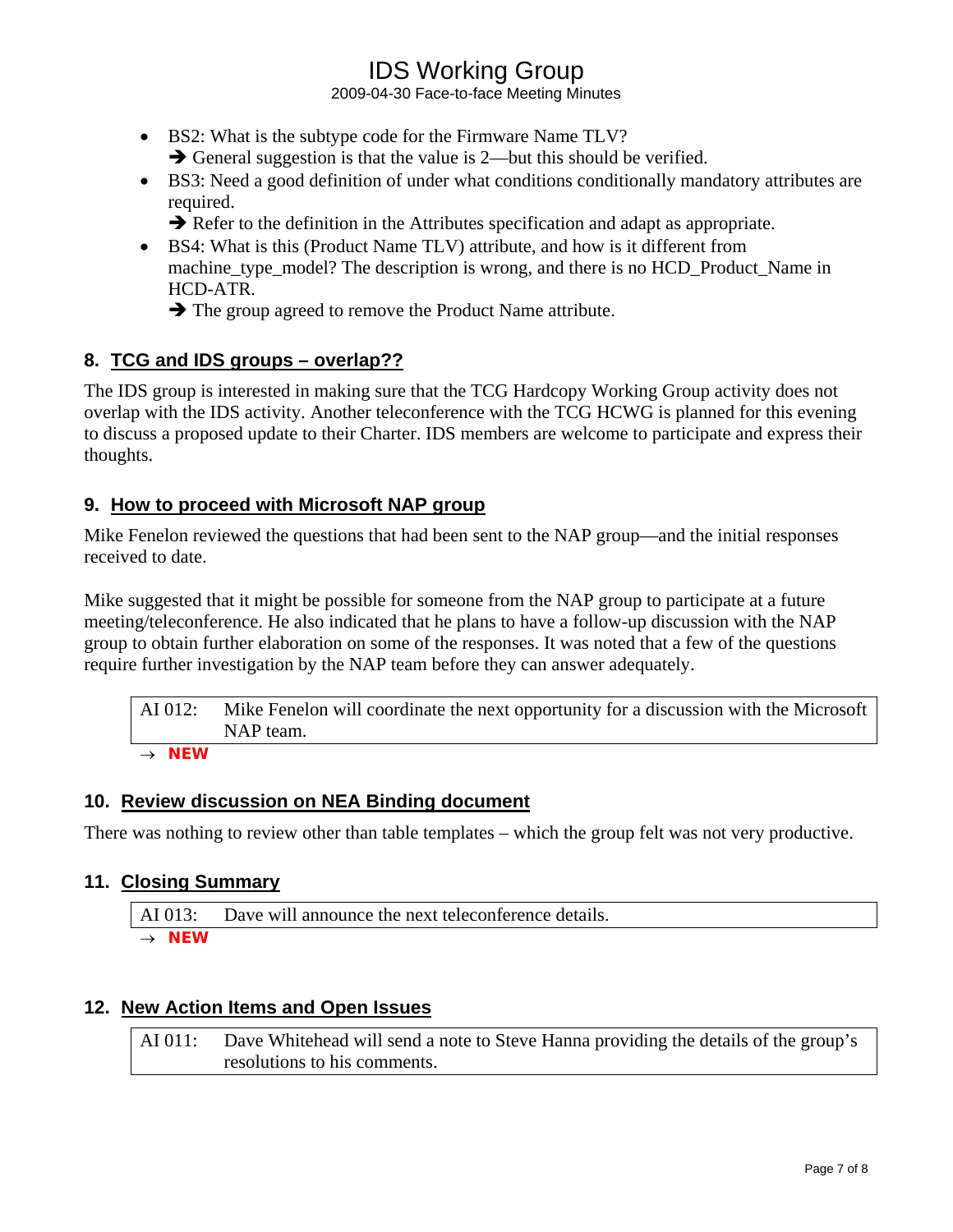- BS2: What is the subtype code for the Firmware Name TLV?
  → General suggestion is that the value is 2—but this should be verified.
- BS3: Need a good definition of under what conditions conditionally mandatory attributes are required.
  → Refer to the definition in the Attributes specification and adapt as appropriate.
- BS4: What is this (Product Name TLV) attribute, and how is it different from machine_type_model? The description is wrong, and there is no HCD_Product_Name in HCD-ATR.
  → The group agreed to remove the Product Name attribute.

## 8. TCG and IDS groups – overlap??

The IDS group is interested in making sure that the TCG Hardcopy Working Group activity does not overlap with the IDS activity. Another teleconference with the TCG HCWG is planned for this evening to discuss a proposed update to their Charter. IDS members are welcome to participate and express their thoughts.

## 9. How to proceed with Microsoft NAP group

Mike Fenelon reviewed the questions that had been sent to the NAP group—and the initial responses received to date.

Mike suggested that it might be possible for someone from the NAP group to participate at a future meeting/teleconference. He also indicated that he plans to have a follow-up discussion with the NAP group to obtain further elaboration on some of the responses. It was noted that a few of the questions require further investigation by the NAP team before they can answer adequately.

| AI 012: | Mike Fenelon will coordinate the next opportunity for a discussion with the Microsoft NAP team. |
|---|---|

→ **NEW**

## 10. Review discussion on NEA Binding document

There was nothing to review other than table templates – which the group felt was not very productive.

## 11. Closing Summary

| AI 013: | Dave will announce the next teleconference details. |
|---|---|

→ **NEW**

## 12. New Action Items and Open Issues

| AI 011: | Dave Whitehead will send a note to Steve Hanna providing the details of the group's resolutions to his comments. |
|---|---|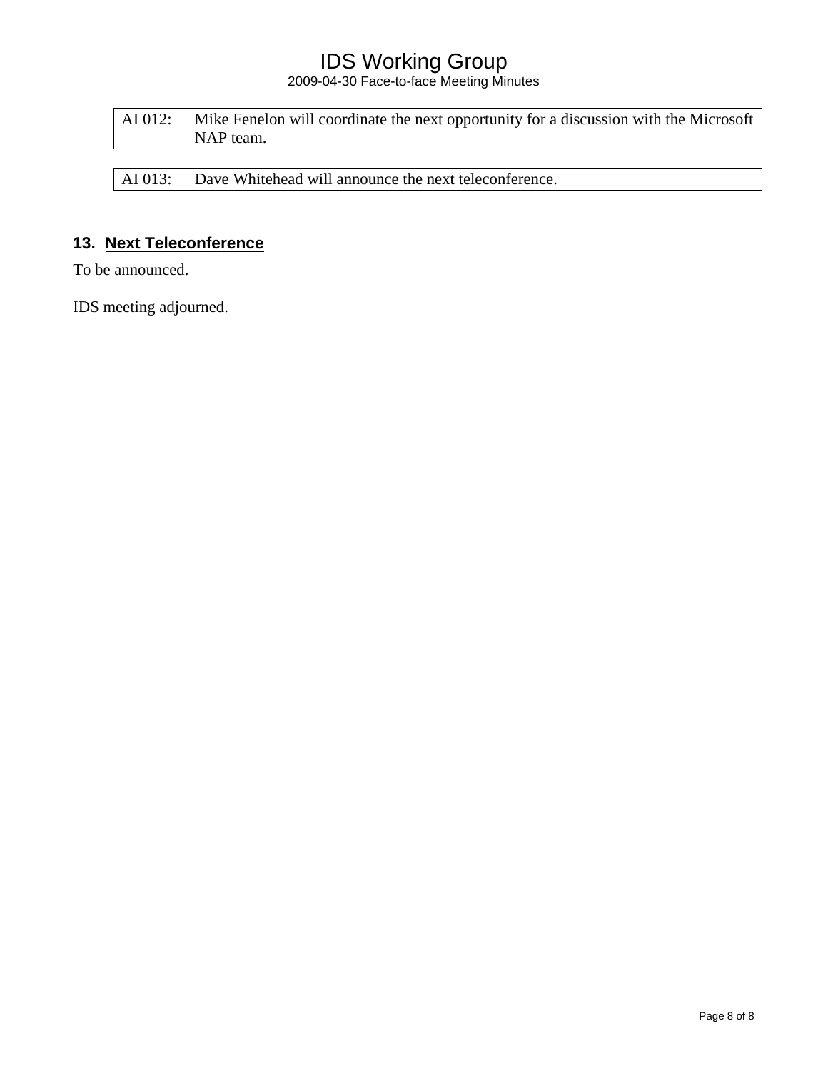| | |
|---|---|
| AI 012: | Mike Fenelon will coordinate the next opportunity for a discussion with the Microsoft NAP team. |

| | |
|---|---|
| AI 013: | Dave Whitehead will announce the next teleconference. |

## 13. Next Teleconference

To be announced.

IDS meeting adjourned.